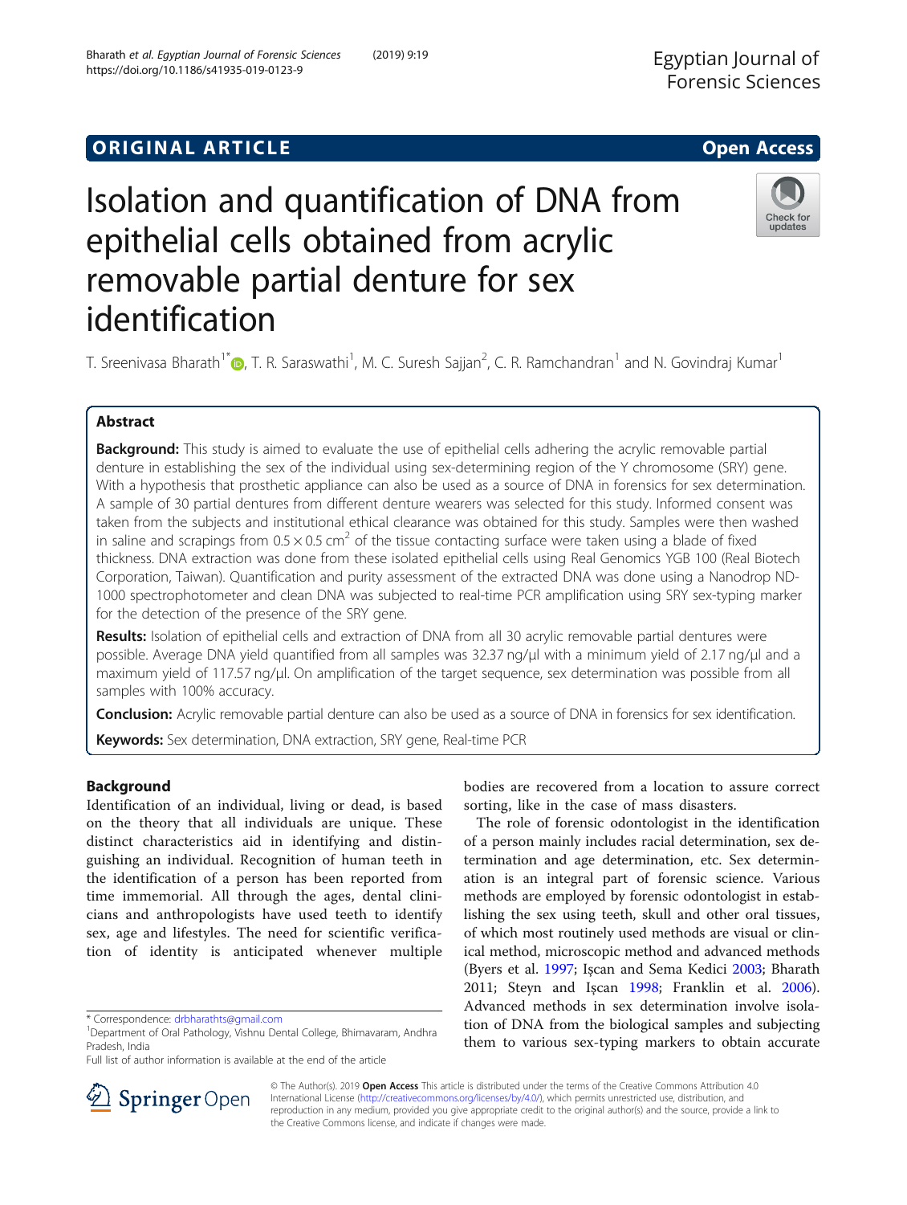# ORIGINAL ARTICLE

**Open Access**

# Isolation and quantification of DNA from epithelial cells obtained from acrylic removable partial denture for sex identification

T. Sreenivasa Bharath[1*], T. R. Saraswathi[1], M. C. Suresh Sajjan[2], C. R. Ramchandran[1] and N. Govindraj Kumar[1]

## Abstract

**Background:** This study is aimed to evaluate the use of epithelial cells adhering the acrylic removable partial denture in establishing the sex of the individual using sex-determining region of the Y chromosome (SRY) gene. With a hypothesis that prosthetic appliance can also be used as a source of DNA in forensics for sex determination. A sample of 30 partial dentures from different denture wearers was selected for this study. Informed consent was taken from the subjects and institutional ethical clearance was obtained for this study. Samples were then washed in saline and scrapings from $0.5 \times 0.5\ cm^2$ of the tissue contacting surface were taken using a blade of fixed thickness. DNA extraction was done from these isolated epithelial cells using Real Genomics YGB 100 (Real Biotech Corporation, Taiwan). Quantification and purity assessment of the extracted DNA was done using a Nanodrop ND-1000 spectrophotometer and clean DNA was subjected to real-time PCR amplification using SRY sex-typing marker for the detection of the presence of the SRY gene.

**Results:** Isolation of epithelial cells and extraction of DNA from all 30 acrylic removable partial dentures were possible. Average DNA yield quantified from all samples was 32.37 ng/μl with a minimum yield of 2.17 ng/μl and a maximum yield of 117.57 ng/μl. On amplification of the target sequence, sex determination was possible from all samples with 100% accuracy.

**Conclusion:** Acrylic removable partial denture can also be used as a source of DNA in forensics for sex identification.

**Keywords:** Sex determination, DNA extraction, SRY gene, Real-time PCR

## Background

Identification of an individual, living or dead, is based on the theory that all individuals are unique. These distinct characteristics aid in identifying and distinguishing an individual. Recognition of human teeth in the identification of a person has been reported from time immemorial. All through the ages, dental clinicians and anthropologists have used teeth to identify sex, age and lifestyles. The need for scientific verification of identity is anticipated whenever multiple bodies are recovered from a location to assure correct sorting, like in the case of mass disasters.

The role of forensic odontologist in the identification of a person mainly includes racial determination, sex determination and age determination, etc. Sex determination is an integral part of forensic science. Various methods are employed by forensic odontologist in establishing the sex using teeth, skull and other oral tissues, of which most routinely used methods are visual or clinical method, microscopic method and advanced methods (Byers et al. 1997; Işcan and Sema Kedici 2003; Bharath 2011; Steyn and Işcan 1998; Franklin et al. 2006). Advanced methods in sex determination involve isolation of DNA from the biological samples and subjecting them to various sex-typing markers to obtain accurate

\* Correspondence: drbharathts@gmail.com
[1]Department of Oral Pathology, Vishnu Dental College, Bhimavaram, Andhra Pradesh, India
Full list of author information is available at the end of the article

© The Author(s). 2019 **Open Access** This article is distributed under the terms of the Creative Commons Attribution 4.0 International License (http://creativecommons.org/licenses/by/4.0/), which permits unrestricted use, distribution, and reproduction in any medium, provided you give appropriate credit to the original author(s) and the source, provide a link to the Creative Commons license, and indicate if changes were made.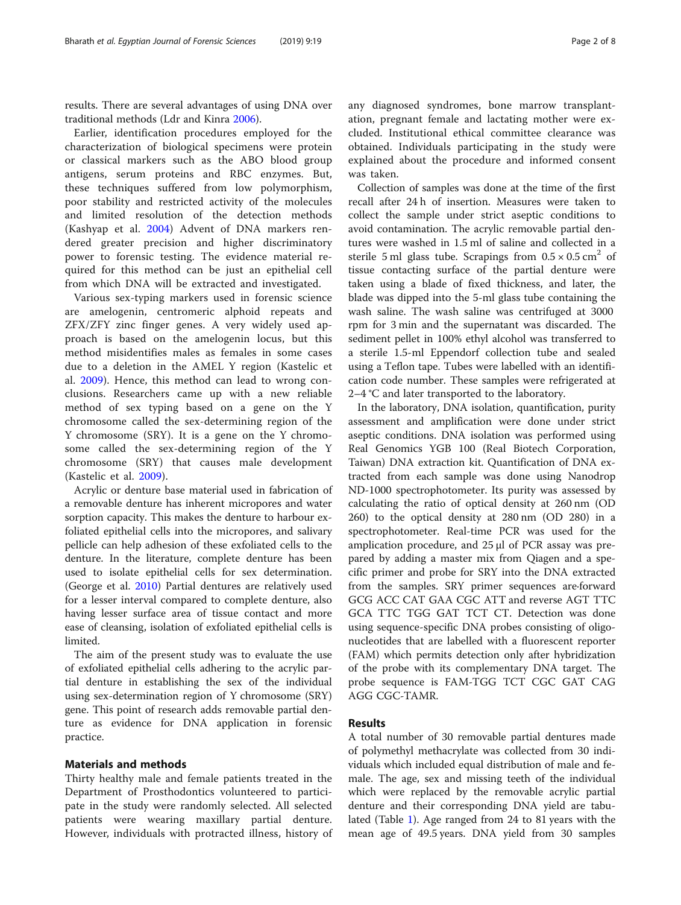results. There are several advantages of using DNA over traditional methods (Ldr and Kinra 2006).

Earlier, identification procedures employed for the characterization of biological specimens were protein or classical markers such as the ABO blood group antigens, serum proteins and RBC enzymes. But, these techniques suffered from low polymorphism, poor stability and restricted activity of the molecules and limited resolution of the detection methods (Kashyap et al. 2004) Advent of DNA markers rendered greater precision and higher discriminatory power to forensic testing. The evidence material required for this method can be just an epithelial cell from which DNA will be extracted and investigated.

Various sex-typing markers used in forensic science are amelogenin, centromeric alphoid repeats and ZFX/ZFY zinc finger genes. A very widely used approach is based on the amelogenin locus, but this method misidentifies males as females in some cases due to a deletion in the AMEL Y region (Kastelic et al. 2009). Hence, this method can lead to wrong conclusions. Researchers came up with a new reliable method of sex typing based on a gene on the Y chromosome called the sex-determining region of the Y chromosome (SRY). It is a gene on the Y chromosome called the sex-determining region of the Y chromosome (SRY) that causes male development (Kastelic et al. 2009).

Acrylic or denture base material used in fabrication of a removable denture has inherent micropores and water sorption capacity. This makes the denture to harbour exfoliated epithelial cells into the micropores, and salivary pellicle can help adhesion of these exfoliated cells to the denture. In the literature, complete denture has been used to isolate epithelial cells for sex determination. (George et al. 2010) Partial dentures are relatively used for a lesser interval compared to complete denture, also having lesser surface area of tissue contact and more ease of cleansing, isolation of exfoliated epithelial cells is limited.

The aim of the present study was to evaluate the use of exfoliated epithelial cells adhering to the acrylic partial denture in establishing the sex of the individual using sex-determination region of Y chromosome (SRY) gene. This point of research adds removable partial denture as evidence for DNA application in forensic practice.

## Materials and methods

Thirty healthy male and female patients treated in the Department of Prosthodontics volunteered to participate in the study were randomly selected. All selected patients were wearing maxillary partial denture. However, individuals with protracted illness, history of any diagnosed syndromes, bone marrow transplantation, pregnant female and lactating mother were excluded. Institutional ethical committee clearance was obtained. Individuals participating in the study were explained about the procedure and informed consent was taken.

Collection of samples was done at the time of the first recall after 24 h of insertion. Measures were taken to collect the sample under strict aseptic conditions to avoid contamination. The acrylic removable partial dentures were washed in 1.5 ml of saline and collected in a sterile 5 ml glass tube. Scrapings from $0.5 \times 0.5\ \text{cm}^2$ of tissue contacting surface of the partial denture were taken using a blade of fixed thickness, and later, the blade was dipped into the 5-ml glass tube containing the wash saline. The wash saline was centrifuged at 3000 rpm for 3 min and the supernatant was discarded. The sediment pellet in 100% ethyl alcohol was transferred to a sterile 1.5-ml Eppendorf collection tube and sealed using a Teflon tape. Tubes were labelled with an identification code number. These samples were refrigerated at 2–4 °C and later transported to the laboratory.

In the laboratory, DNA isolation, quantification, purity assessment and amplification were done under strict aseptic conditions. DNA isolation was performed using Real Genomics YGB 100 (Real Biotech Corporation, Taiwan) DNA extraction kit. Quantification of DNA extracted from each sample was done using Nanodrop ND-1000 spectrophotometer. Its purity was assessed by calculating the ratio of optical density at 260 nm (OD 260) to the optical density at 280 nm (OD 280) in a spectrophotometer. Real-time PCR was used for the amplification procedure, and 25 μl of PCR assay was prepared by adding a master mix from Qiagen and a specific primer and probe for SRY into the DNA extracted from the samples. SRY primer sequences are-forward GCG ACC CAT GAA CGC ATT and reverse AGT TTC GCA TTC TGG GAT TCT CT. Detection was done using sequence-specific DNA probes consisting of oligonucleotides that are labelled with a fluorescent reporter (FAM) which permits detection only after hybridization of the probe with its complementary DNA target. The probe sequence is FAM-TGG TCT CGC GAT CAG AGG CGC-TAMR.

## Results

A total number of 30 removable partial dentures made of polymethyl methacrylate was collected from 30 individuals which included equal distribution of male and female. The age, sex and missing teeth of the individual which were replaced by the removable acrylic partial denture and their corresponding DNA yield are tabulated (Table 1). Age ranged from 24 to 81 years with the mean age of 49.5 years. DNA yield from 30 samples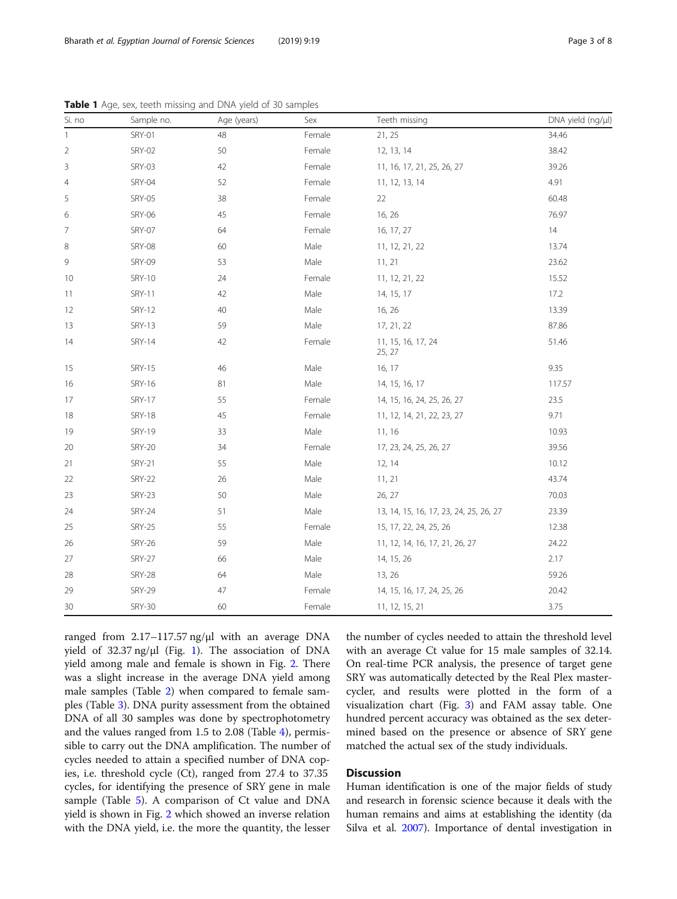**Table 1** Age, sex, teeth missing and DNA yield of 30 samples

| Si. no | Sample no. | Age (years) | Sex | Teeth missing | DNA yield (ng/μl) |
|---|---|---|---|---|---|
| 1 | SRY-01 | 48 | Female | 21, 25 | 34.46 |
| 2 | SRY-02 | 50 | Female | 12, 13, 14 | 38.42 |
| 3 | SRY-03 | 42 | Female | 11, 16, 17, 21, 25, 26, 27 | 39.26 |
| 4 | SRY-04 | 52 | Female | 11, 12, 13, 14 | 4.91 |
| 5 | SRY-05 | 38 | Female | 22 | 60.48 |
| 6 | SRY-06 | 45 | Female | 16, 26 | 76.97 |
| 7 | SRY-07 | 64 | Female | 16, 17, 27 | 14 |
| 8 | SRY-08 | 60 | Male | 11, 12, 21, 22 | 13.74 |
| 9 | SRY-09 | 53 | Male | 11, 21 | 23.62 |
| 10 | SRY-10 | 24 | Female | 11, 12, 21, 22 | 15.52 |
| 11 | SRY-11 | 42 | Male | 14, 15, 17 | 17.2 |
| 12 | SRY-12 | 40 | Male | 16, 26 | 13.39 |
| 13 | SRY-13 | 59 | Male | 17, 21, 22 | 87.86 |
| 14 | SRY-14 | 42 | Female | 11, 15, 16, 17, 24 25, 27 | 51.46 |
| 15 | SRY-15 | 46 | Male | 16, 17 | 9.35 |
| 16 | SRY-16 | 81 | Male | 14, 15, 16, 17 | 117.57 |
| 17 | SRY-17 | 55 | Female | 14, 15, 16, 24, 25, 26, 27 | 23.5 |
| 18 | SRY-18 | 45 | Female | 11, 12, 14, 21, 22, 23, 27 | 9.71 |
| 19 | SRY-19 | 33 | Male | 11, 16 | 10.93 |
| 20 | SRY-20 | 34 | Female | 17, 23, 24, 25, 26, 27 | 39.56 |
| 21 | SRY-21 | 55 | Male | 12, 14 | 10.12 |
| 22 | SRY-22 | 26 | Male | 11, 21 | 43.74 |
| 23 | SRY-23 | 50 | Male | 26, 27 | 70.03 |
| 24 | SRY-24 | 51 | Male | 13, 14, 15, 16, 17, 23, 24, 25, 26, 27 | 23.39 |
| 25 | SRY-25 | 55 | Female | 15, 17, 22, 24, 25, 26 | 12.38 |
| 26 | SRY-26 | 59 | Male | 11, 12, 14, 16, 17, 21, 26, 27 | 24.22 |
| 27 | SRY-27 | 66 | Male | 14, 15, 26 | 2.17 |
| 28 | SRY-28 | 64 | Male | 13, 26 | 59.26 |
| 29 | SRY-29 | 47 | Female | 14, 15, 16, 17, 24, 25, 26 | 20.42 |
| 30 | SRY-30 | 60 | Female | 11, 12, 15, 21 | 3.75 |

ranged from 2.17–117.57 ng/μl with an average DNA yield of 32.37 ng/μl (Fig. 1). The association of DNA yield among male and female is shown in Fig. 2. There was a slight increase in the average DNA yield among male samples (Table 2) when compared to female samples (Table 3). DNA purity assessment from the obtained DNA of all 30 samples was done by spectrophotometry and the values ranged from 1.5 to 2.08 (Table 4), permissible to carry out the DNA amplification. The number of cycles needed to attain a specified number of DNA copies, i.e. threshold cycle (Ct), ranged from 27.4 to 37.35 cycles, for identifying the presence of SRY gene in male sample (Table 5). A comparison of Ct value and DNA yield is shown in Fig. 2 which showed an inverse relation with the DNA yield, i.e. the more the quantity, the lesser the number of cycles needed to attain the threshold level with an average Ct value for 15 male samples of 32.14. On real-time PCR analysis, the presence of target gene SRY was automatically detected by the Real Plex mastercycler, and results were plotted in the form of a visualization chart (Fig. 3) and FAM assay table. One hundred percent accuracy was obtained as the sex determined based on the presence or absence of SRY gene matched the actual sex of the study individuals.

## Discussion

Human identification is one of the major fields of study and research in forensic science because it deals with the human remains and aims at establishing the identity (da Silva et al. 2007). Importance of dental investigation in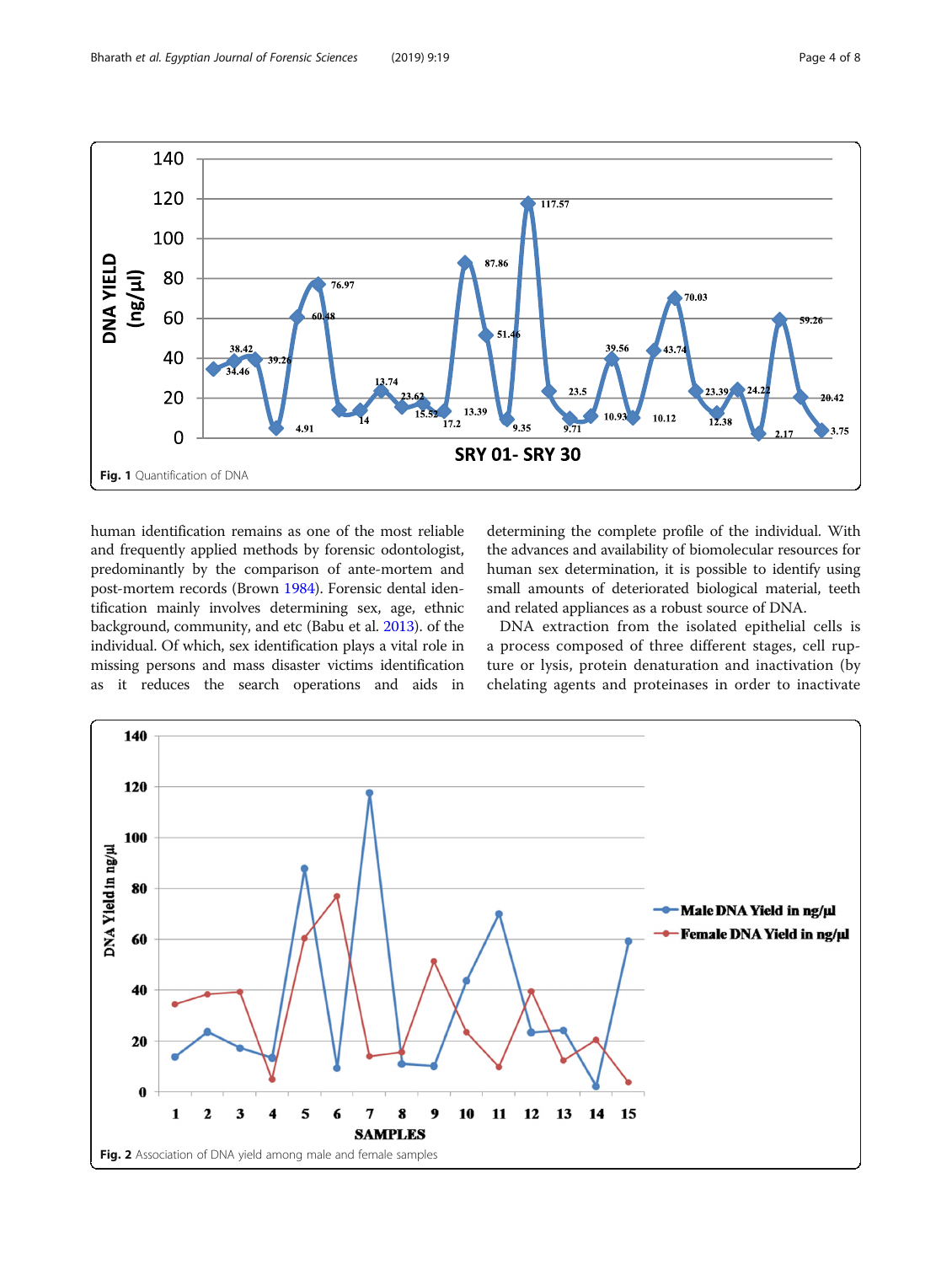Fig. 1 Quantification of DNA

human identification remains as one of the most reliable and frequently applied methods by forensic odontologist, predominantly by the comparison of ante-mortem and post-mortem records (Brown 1984). Forensic dental identification mainly involves determining sex, age, ethnic background, community, and etc (Babu et al. 2013). of the individual. Of which, sex identification plays a vital role in missing persons and mass disaster victims identification as it reduces the search operations and aids in determining the complete profile of the individual. With the advances and availability of biomolecular resources for human sex determination, it is possible to identify using small amounts of deteriorated biological material, teeth and related appliances as a robust source of DNA.

DNA extraction from the isolated epithelial cells is a process composed of three different stages, cell rupture or lysis, protein denaturation and inactivation (by chelating agents and proteinases in order to inactivate

Fig. 2 Association of DNA yield among male and female samples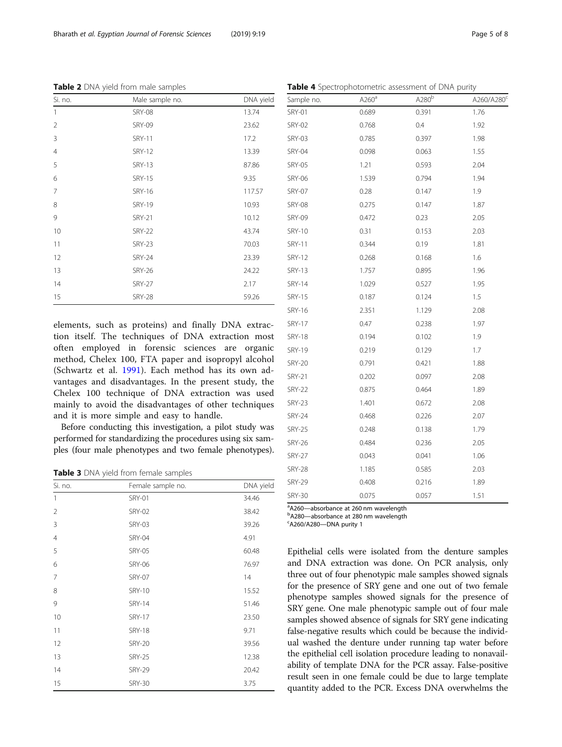**Table 2** DNA yield from male samples

| Si. no. | Male sample no. | DNA yield |
|---|---|---|
| 1 | SRY-08 | 13.74 |
| 2 | SRY-09 | 23.62 |
| 3 | SRY-11 | 17.2 |
| 4 | SRY-12 | 13.39 |
| 5 | SRY-13 | 87.86 |
| 6 | SRY-15 | 9.35 |
| 7 | SRY-16 | 117.57 |
| 8 | SRY-19 | 10.93 |
| 9 | SRY-21 | 10.12 |
| 10 | SRY-22 | 43.74 |
| 11 | SRY-23 | 70.03 |
| 12 | SRY-24 | 23.39 |
| 13 | SRY-26 | 24.22 |
| 14 | SRY-27 | 2.17 |
| 15 | SRY-28 | 59.26 |

elements, such as proteins) and finally DNA extraction itself. The techniques of DNA extraction most often employed in forensic sciences are organic method, Chelex 100, FTA paper and isopropyl alcohol (Schwartz et al. 1991). Each method has its own advantages and disadvantages. In the present study, the Chelex 100 technique of DNA extraction was used mainly to avoid the disadvantages of other techniques and it is more simple and easy to handle.

Before conducting this investigation, a pilot study was performed for standardizing the procedures using six samples (four male phenotypes and two female phenotypes).

**Table 3** DNA yield from female samples

| Si. no. | Female sample no. | DNA yield |
|---|---|---|
| 1 | SRY-01 | 34.46 |
| 2 | SRY-02 | 38.42 |
| 3 | SRY-03 | 39.26 |
| 4 | SRY-04 | 4.91 |
| 5 | SRY-05 | 60.48 |
| 6 | SRY-06 | 76.97 |
| 7 | SRY-07 | 14 |
| 8 | SRY-10 | 15.52 |
| 9 | SRY-14 | 51.46 |
| 10 | SRY-17 | 23.50 |
| 11 | SRY-18 | 9.71 |
| 12 | SRY-20 | 39.56 |
| 13 | SRY-25 | 12.38 |
| 14 | SRY-29 | 20.42 |
| 15 | SRY-30 | 3.75 |

**Table 4** Spectrophotometric assessment of DNA purity

| Sample no. | A260[a] | A280[b] | A260/A280[c] |
|---|---|---|---|
| SRY-01 | 0.689 | 0.391 | 1.76 |
| SRY-02 | 0.768 | 0.4 | 1.92 |
| SRY-03 | 0.785 | 0.397 | 1.98 |
| SRY-04 | 0.098 | 0.063 | 1.55 |
| SRY-05 | 1.21 | 0.593 | 2.04 |
| SRY-06 | 1.539 | 0.794 | 1.94 |
| SRY-07 | 0.28 | 0.147 | 1.9 |
| SRY-08 | 0.275 | 0.147 | 1.87 |
| SRY-09 | 0.472 | 0.23 | 2.05 |
| SRY-10 | 0.31 | 0.153 | 2.03 |
| SRY-11 | 0.344 | 0.19 | 1.81 |
| SRY-12 | 0.268 | 0.168 | 1.6 |
| SRY-13 | 1.757 | 0.895 | 1.96 |
| SRY-14 | 1.029 | 0.527 | 1.95 |
| SRY-15 | 0.187 | 0.124 | 1.5 |
| SRY-16 | 2.351 | 1.129 | 2.08 |
| SRY-17 | 0.47 | 0.238 | 1.97 |
| SRY-18 | 0.194 | 0.102 | 1.9 |
| SRY-19 | 0.219 | 0.129 | 1.7 |
| SRY-20 | 0.791 | 0.421 | 1.88 |
| SRY-21 | 0.202 | 0.097 | 2.08 |
| SRY-22 | 0.875 | 0.464 | 1.89 |
| SRY-23 | 1.401 | 0.672 | 2.08 |
| SRY-24 | 0.468 | 0.226 | 2.07 |
| SRY-25 | 0.248 | 0.138 | 1.79 |
| SRY-26 | 0.484 | 0.236 | 2.05 |
| SRY-27 | 0.043 | 0.041 | 1.06 |
| SRY-28 | 1.185 | 0.585 | 2.03 |
| SRY-29 | 0.408 | 0.216 | 1.89 |
| SRY-30 | 0.075 | 0.057 | 1.51 |

[a]A260—absorbance at 260 nm wavelength
[b]A280—absorbance at 280 nm wavelength
[c]A260/A280—DNA purity 1

Epithelial cells were isolated from the denture samples and DNA extraction was done. On PCR analysis, only three out of four phenotypic male samples showed signals for the presence of SRY gene and one out of two female phenotype samples showed signals for the presence of SRY gene. One male phenotypic sample out of four male samples showed absence of signals for SRY gene indicating false-negative results which could be because the individual washed the denture under running tap water before the epithelial cell isolation procedure leading to nonavailability of template DNA for the PCR assay. False-positive result seen in one female could be due to large template quantity added to the PCR. Excess DNA overwhelms the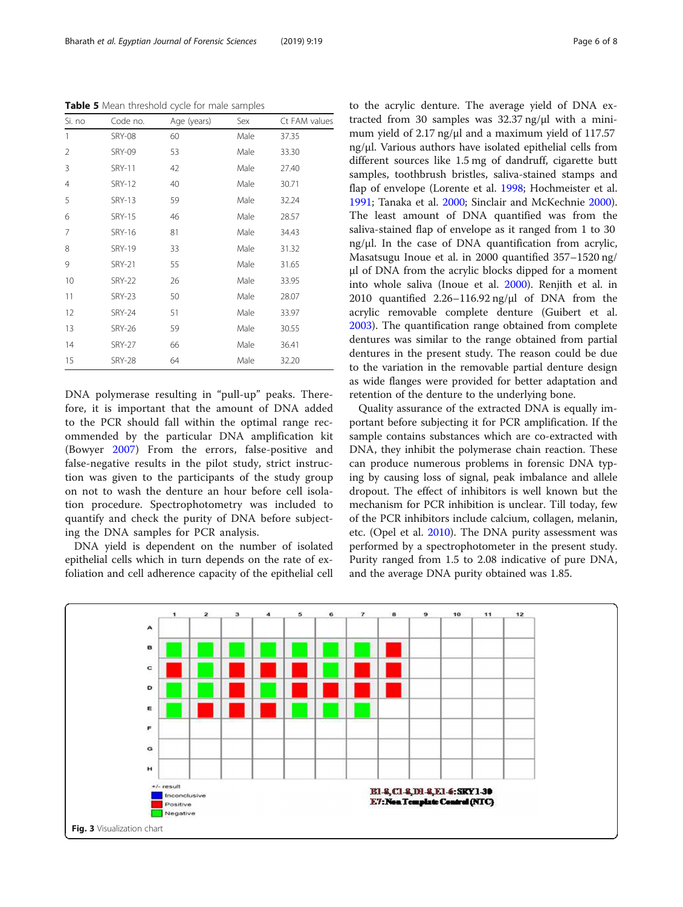**Table 5** Mean threshold cycle for male samples

| Si. no | Code no. | Age (years) | Sex | Ct FAM values |
|---|---|---|---|---|
| 1 | SRY-08 | 60 | Male | 37.35 |
| 2 | SRY-09 | 53 | Male | 33.30 |
| 3 | SRY-11 | 42 | Male | 27.40 |
| 4 | SRY-12 | 40 | Male | 30.71 |
| 5 | SRY-13 | 59 | Male | 32.24 |
| 6 | SRY-15 | 46 | Male | 28.57 |
| 7 | SRY-16 | 81 | Male | 34.43 |
| 8 | SRY-19 | 33 | Male | 31.32 |
| 9 | SRY-21 | 55 | Male | 31.65 |
| 10 | SRY-22 | 26 | Male | 33.95 |
| 11 | SRY-23 | 50 | Male | 28.07 |
| 12 | SRY-24 | 51 | Male | 33.97 |
| 13 | SRY-26 | 59 | Male | 30.55 |
| 14 | SRY-27 | 66 | Male | 36.41 |
| 15 | SRY-28 | 64 | Male | 32.20 |

DNA polymerase resulting in "pull-up" peaks. Therefore, it is important that the amount of DNA added to the PCR should fall within the optimal range recommended by the particular DNA amplification kit (Bowyer 2007) From the errors, false-positive and false-negative results in the pilot study, strict instruction was given to the participants of the study group on not to wash the denture an hour before cell isolation procedure. Spectrophotometry was included to quantify and check the purity of DNA before subjecting the DNA samples for PCR analysis.

DNA yield is dependent on the number of isolated epithelial cells which in turn depends on the rate of exfoliation and cell adherence capacity of the epithelial cell to the acrylic denture. The average yield of DNA extracted from 30 samples was 32.37 ng/μl with a minimum yield of 2.17 ng/μl and a maximum yield of 117.57 ng/μl. Various authors have isolated epithelial cells from different sources like 1.5 mg of dandruff, cigarette butt samples, toothbrush bristles, saliva-stained stamps and flap of envelope (Lorente et al. 1998; Hochmeister et al. 1991; Tanaka et al. 2000; Sinclair and McKechnie 2000). The least amount of DNA quantified was from the saliva-stained flap of envelope as it ranged from 1 to 30 ng/μl. In the case of DNA quantification from acrylic, Masatsugu Inoue et al. in 2000 quantified 357–1520 ng/μl of DNA from the acrylic blocks dipped for a moment into whole saliva (Inoue et al. 2000). Renjith et al. in 2010 quantified 2.26–116.92 ng/μl of DNA from the acrylic removable complete denture (Guibert et al. 2003). The quantification range obtained from complete dentures was similar to the range obtained from partial dentures in the present study. The reason could be due to the variation in the removable partial denture design as wide flanges were provided for better adaptation and retention of the denture to the underlying bone.

Quality assurance of the extracted DNA is equally important before subjecting it for PCR amplification. If the sample contains substances which are co-extracted with DNA, they inhibit the polymerase chain reaction. These can produce numerous problems in forensic DNA typing by causing loss of signal, peak imbalance and allele dropout. The effect of inhibitors is well known but the mechanism for PCR inhibition is unclear. Till today, few of the PCR inhibitors include calcium, collagen, melanin, etc. (Opel et al. 2010). The DNA purity assessment was performed by a spectrophotometer in the present study. Purity ranged from 1.5 to 2.08 indicative of pure DNA, and the average DNA purity obtained was 1.85.

**Fig. 3** Visualization chart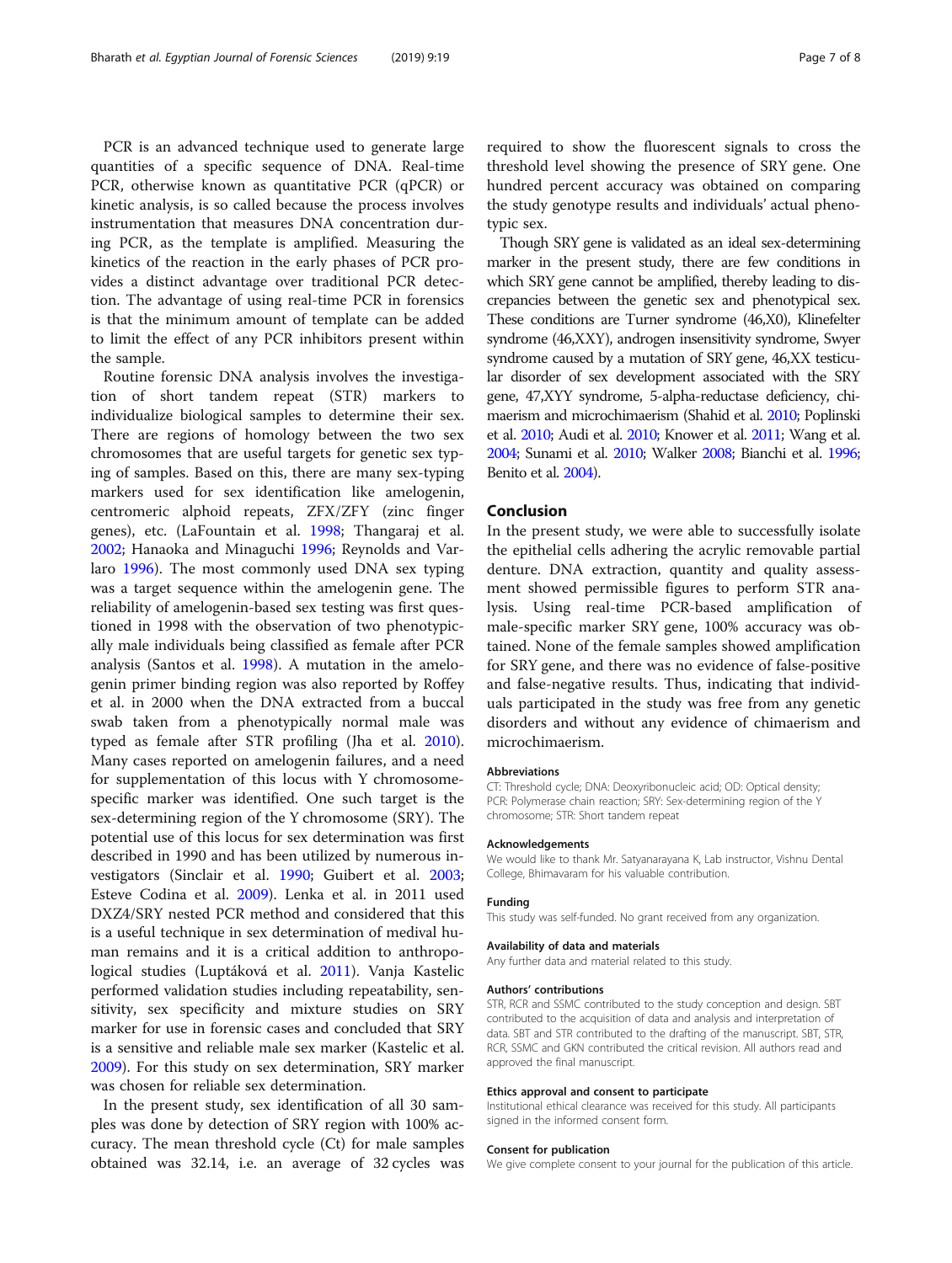PCR is an advanced technique used to generate large quantities of a specific sequence of DNA. Real-time PCR, otherwise known as quantitative PCR (qPCR) or kinetic analysis, is so called because the process involves instrumentation that measures DNA concentration during PCR, as the template is amplified. Measuring the kinetics of the reaction in the early phases of PCR provides a distinct advantage over traditional PCR detection. The advantage of using real-time PCR in forensics is that the minimum amount of template can be added to limit the effect of any PCR inhibitors present within the sample.

Routine forensic DNA analysis involves the investigation of short tandem repeat (STR) markers to individualize biological samples to determine their sex. There are regions of homology between the two sex chromosomes that are useful targets for genetic sex typing of samples. Based on this, there are many sex-typing markers used for sex identification like amelogenin, centromeric alphoid repeats, ZFX/ZFY (zinc finger genes), etc. (LaFountain et al. 1998; Thangaraj et al. 2002; Hanaoka and Minaguchi 1996; Reynolds and Varlaro 1996). The most commonly used DNA sex typing was a target sequence within the amelogenin gene. The reliability of amelogenin-based sex testing was first questioned in 1998 with the observation of two phenotypically male individuals being classified as female after PCR analysis (Santos et al. 1998). A mutation in the amelogenin primer binding region was also reported by Roffey et al. in 2000 when the DNA extracted from a buccal swab taken from a phenotypically normal male was typed as female after STR profiling (Jha et al. 2010). Many cases reported on amelogenin failures, and a need for supplementation of this locus with Y chromosome-specific marker was identified. One such target is the sex-determining region of the Y chromosome (SRY). The potential use of this locus for sex determination was first described in 1990 and has been utilized by numerous investigators (Sinclair et al. 1990; Guibert et al. 2003; Esteve Codina et al. 2009). Lenka et al. in 2011 used DXZ4/SRY nested PCR method and considered that this is a useful technique in sex determination of medival human remains and it is a critical addition to anthropological studies (Luptáková et al. 2011). Vanja Kastelic performed validation studies including repeatability, sensitivity, sex specificity and mixture studies on SRY marker for use in forensic cases and concluded that SRY is a sensitive and reliable male sex marker (Kastelic et al. 2009). For this study on sex determination, SRY marker was chosen for reliable sex determination.

In the present study, sex identification of all 30 samples was done by detection of SRY region with 100% accuracy. The mean threshold cycle (Ct) for male samples obtained was 32.14, i.e. an average of 32 cycles was required to show the fluorescent signals to cross the threshold level showing the presence of SRY gene. One hundred percent accuracy was obtained on comparing the study genotype results and individuals' actual phenotypic sex.

Though SRY gene is validated as an ideal sex-determining marker in the present study, there are few conditions in which SRY gene cannot be amplified, thereby leading to discrepancies between the genetic sex and phenotypical sex. These conditions are Turner syndrome (46,X0), Klinefelter syndrome (46,XXY), androgen insensitivity syndrome, Swyer syndrome caused by a mutation of SRY gene, 46,XX testicular disorder of sex development associated with the SRY gene, 47,XYY syndrome, 5-alpha-reductase deficiency, chimaerism and microchimaerism (Shahid et al. 2010; Poplinski et al. 2010; Audi et al. 2010; Knower et al. 2011; Wang et al. 2004; Sunami et al. 2010; Walker 2008; Bianchi et al. 1996; Benito et al. 2004).

## Conclusion

In the present study, we were able to successfully isolate the epithelial cells adhering the acrylic removable partial denture. DNA extraction, quantity and quality assessment showed permissible figures to perform STR analysis. Using real-time PCR-based amplification of male-specific marker SRY gene, 100% accuracy was obtained. None of the female samples showed amplification for SRY gene, and there was no evidence of false-positive and false-negative results. Thus, indicating that individuals participated in the study was free from any genetic disorders and without any evidence of chimaerism and microchimaerism.

### Abbreviations

CT: Threshold cycle; DNA: Deoxyribonucleic acid; OD: Optical density; PCR: Polymerase chain reaction; SRY: Sex-determining region of the Y chromosome; STR: Short tandem repeat

### Acknowledgements

We would like to thank Mr. Satyanarayana K, Lab instructor, Vishnu Dental College, Bhimavaram for his valuable contribution.

### Funding

This study was self-funded. No grant received from any organization.

### Availability of data and materials

Any further data and material related to this study.

### Authors' contributions

STR, RCR and SSMC contributed to the study conception and design. SBT contributed to the acquisition of data and analysis and interpretation of data. SBT and STR contributed to the drafting of the manuscript. SBT, STR, RCR, SSMC and GKN contributed the critical revision. All authors read and approved the final manuscript.

### Ethics approval and consent to participate

Institutional ethical clearance was received for this study. All participants signed in the informed consent form.

### Consent for publication

We give complete consent to your journal for the publication of this article.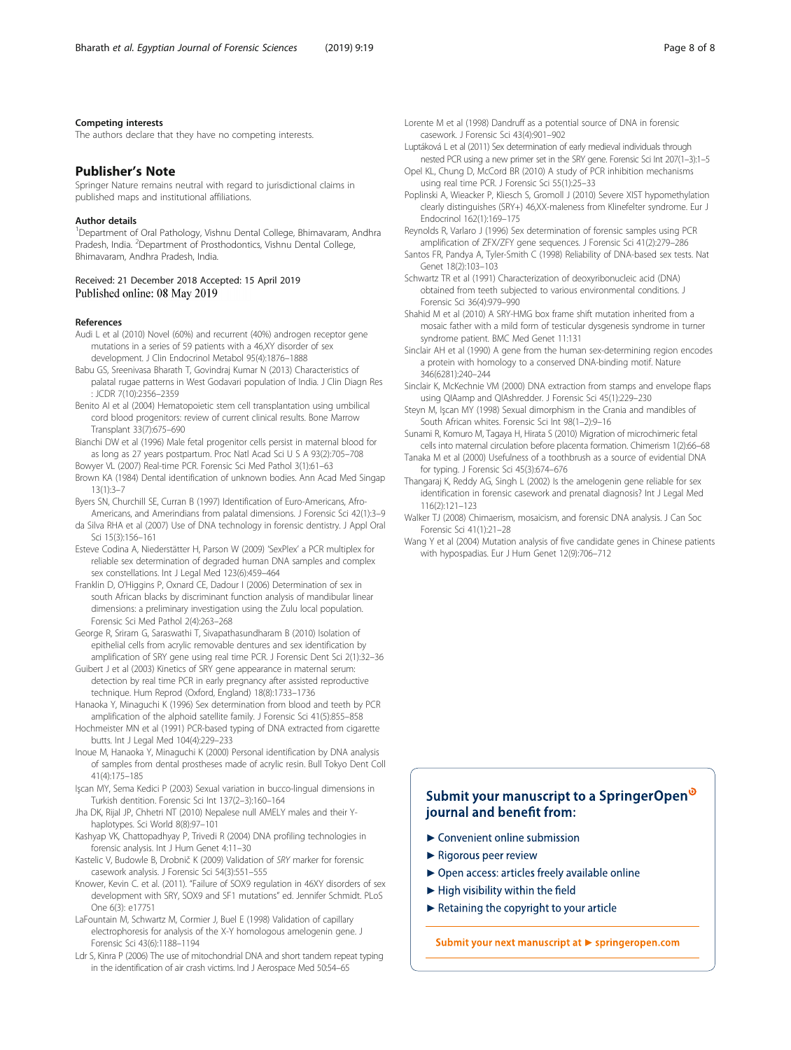### Competing interests

The authors declare that they have no competing interests.

## Publisher's Note

Springer Nature remains neutral with regard to jurisdictional claims in published maps and institutional affiliations.

### Author details

[1]Department of Oral Pathology, Vishnu Dental College, Bhimavaram, Andhra Pradesh, India. [2]Department of Prosthodontics, Vishnu Dental College, Bhimavaram, Andhra Pradesh, India.

Received: 21 December 2018 Accepted: 15 April 2019
Published online: 08 May 2019

### References

Audi L et al (2010) Novel (60%) and recurrent (40%) androgen receptor gene mutations in a series of 59 patients with a 46,XY disorder of sex development. J Clin Endocrinol Metab 95(4):1876–1888

Babu GS, Sreenivasa Bharath T, Govindraj Kumar N (2013) Characteristics of palatal rugae patterns in West Godavari population of India. J Clin Diagn Res : JCDR 7(10):2356–2359

Benito AI et al (2004) Hematopoietic stem cell transplantation using umbilical cord blood progenitors: review of current clinical results. Bone Marrow Transplant 33(7):675–690

Bianchi DW et al (1996) Male fetal progenitor cells persist in maternal blood for as long as 27 years postpartum. Proc Natl Acad Sci U S A 93(2):705–708

Bowyer VL (2007) Real-time PCR. Forensic Sci Med Pathol 3(1):61–63

Brown KA (1984) Dental identification of unknown bodies. Ann Acad Med Singap 13(1):3–7

Byers SN, Churchill SE, Curran B (1997) Identification of Euro-Americans, Afro-Americans, and Amerindians from palatal dimensions. J Forensic Sci 42(1):3–9

da Silva RHA et al (2007) Use of DNA technology in forensic dentistry. J Appl Oral Sci 15(3):156–161

Esteve Codina A, Niederstätter H, Parson W (2009) 'SexPlex' a PCR multiplex for reliable sex determination of degraded human DNA samples and complex sex constellations. Int J Legal Med 123(6):459–464

Franklin D, O'Higgins P, Oxnard CE, Dadour I (2006) Determination of sex in south African blacks by discriminant function analysis of mandibular linear dimensions: a preliminary investigation using the Zulu local population. Forensic Sci Med Pathol 2(4):263–268

George R, Sriram G, Saraswathi T, Sivapathasundharam B (2010) Isolation of epithelial cells from acrylic removable dentures and sex identification by amplification of SRY gene using real time PCR. J Forensic Dent Sci 2(1):32–36

Guibert J et al (2003) Kinetics of SRY gene appearance in maternal serum: detection by real time PCR in early pregnancy after assisted reproductive technique. Hum Reprod (Oxford, England) 18(8):1733–1736

Hanaoka Y, Minaguchi K (1996) Sex determination from blood and teeth by PCR amplification of the alphoid satellite family. J Forensic Sci 41(5):855–858

Hochmeister MN et al (1991) PCR-based typing of DNA extracted from cigarette butts. Int J Legal Med 104(4):229–233

Inoue M, Hanaoka Y, Minaguchi K (2000) Personal identification by DNA analysis of samples from dental prostheses made of acrylic resin. Bull Tokyo Dent Coll 41(4):175–185

Işcan MY, Sema Kedici P (2003) Sexual variation in bucco-lingual dimensions in Turkish dentition. Forensic Sci Int 137(2–3):160–164

Jha DK, Rijal JP, Chhetri NT (2010) Nepalese null AMELY males and their Y-haplotypes. Sci World 8(8):97–101

Kashyap VK, Chattopadhyay P, Trivedi R (2004) DNA profiling technologies in forensic analysis. Int J Hum Genet 4:11–30

Kastelic V, Budowle B, Drobnič K (2009) Validation of *SRY* marker for forensic casework analysis. J Forensic Sci 54(3):551–555

Knower, Kevin C. et al. (2011). "Failure of SOX9 regulation in 46XY disorders of sex development with SRY, SOX9 and SF1 mutations" ed. Jennifer Schmidt. PLoS One 6(3): e17751

LaFountain M, Schwartz M, Cormier J, Buel E (1998) Validation of capillary electrophoresis for analysis of the X-Y homologous amelogenin gene. J Forensic Sci 43(6):1188–1194

Ldr S, Kinra P (2006) The use of mitochondrial DNA and short tandem repeat typing in the identification of air crash victims. Ind J Aerospace Med 50:54–65

Lorente M et al (1998) Dandruff as a potential source of DNA in forensic casework. J Forensic Sci 43(4):901–902

Luptáková L et al (2011) Sex determination of early medieval individuals through nested PCR using a new primer set in the SRY gene. Forensic Sci Int 207(1–3):1–5

Opel KL, Chung D, McCord BR (2010) A study of PCR inhibition mechanisms using real time PCR. J Forensic Sci 55(1):25–33

Poplinski A, Wieacker P, Kliesch S, Gromoll J (2010) Severe XIST hypomethylation clearly distinguishes (SRY+) 46,XX-maleness from Klinefelter syndrome. Eur J Endocrinol 162(1):169–175

Reynolds R, Varlaro J (1996) Sex determination of forensic samples using PCR amplification of ZFX/ZFY gene sequences. J Forensic Sci 41(2):279–286

Santos FR, Pandya A, Tyler-Smith C (1998) Reliability of DNA-based sex tests. Nat Genet 18(2):103–103

Schwartz TR et al (1991) Characterization of deoxyribonucleic acid (DNA) obtained from teeth subjected to various environmental conditions. J Forensic Sci 36(4):979–990

Shahid M et al (2010) A SRY-HMG box frame shift mutation inherited from a mosaic father with a mild form of testicular dysgenesis syndrome in turner syndrome patient. BMC Med Genet 11:131

Sinclair AH et al (1990) A gene from the human sex-determining region encodes a protein with homology to a conserved DNA-binding motif. Nature 346(6281):240–244

Sinclair K, McKechnie VM (2000) DNA extraction from stamps and envelope flaps using QIAamp and QIAshredder. J Forensic Sci 45(1):229–230

Steyn M, Işcan MY (1998) Sexual dimorphism in the Crania and mandibles of South African whites. Forensic Sci Int 98(1–2):9–16

Sunami R, Komuro M, Tagaya H, Hirata S (2010) Migration of microchimeric fetal cells into maternal circulation before placenta formation. Chimerism 1(2):66–68

Tanaka M et al (2000) Usefulness of a toothbrush as a source of evidential DNA for typing. J Forensic Sci 45(3):674–676

Thangaraj K, Reddy AG, Singh L (2002) Is the amelogenin gene reliable for sex identification in forensic casework and prenatal diagnosis? Int J Legal Med 116(2):121–123

Walker TJ (2008) Chimaerism, mosaicism, and forensic DNA analysis. J Can Soc Forensic Sci 41(1):21–28

Wang Y et al (2004) Mutation analysis of five candidate genes in Chinese patients with hypospadias. Eur J Hum Genet 12(9):706–712